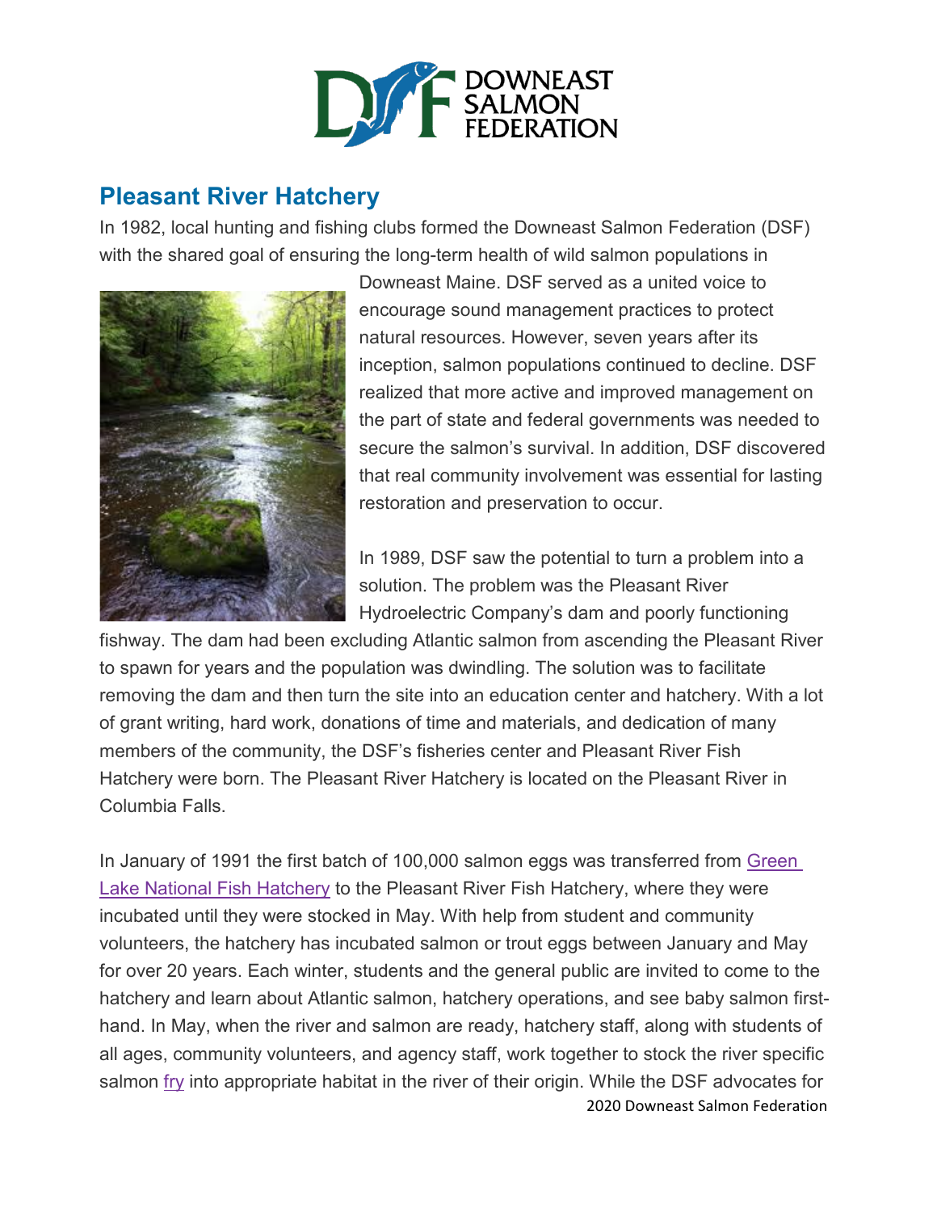# Pleasant River Hatchery

In 1982, local hunting and fishing clubs formed the Downeast Salmon Federation (DSF) with the shared goal of ensuring the long-term health of wild salmon populations in Downeast Maine. DSF served as a united voice to encourage sound management practices to protect natural resources. However, seven years after its inception, salmon populations continued to decline. DSF realized that more active and improved management on the part of state and federal governments was needed to secure the salmon's survival. In addition, DSF discovered that real community involvement was essential for lasting restoration and preservation to occur.

In 1989, DSF saw the potential to turn a problem into a solution. The problem was the Pleasant River Hydroelectric Company's dam and poorly functioning fishway. The dam had been excluding Atlantic salmon from ascending the Pleasant River to spawn for years and the population was dwindling. The solution was to facilitate removing the dam and then turn the site into an education center and hatchery. With a lot of grant writing, hard work, donations of time and materials, and dedication of many members of the community, the DSF's fisheries center and Pleasant River Fish Hatchery were born. The Pleasant River Hatchery is located on the Pleasant River in Columbia Falls.

In January of 1991 the first batch of 100,000 salmon eggs was transferred from Green Lake National Fish Hatchery to the Pleasant River Fish Hatchery, where they were incubated until they were stocked in May. With help from student and community volunteers, the hatchery has incubated salmon or trout eggs between January and May for over 20 years. Each winter, students and the general public are invited to come to the hatchery and learn about Atlantic salmon, hatchery operations, and see baby salmon first-hand. In May, when the river and salmon are ready, hatchery staff, along with students of all ages, community volunteers, and agency staff, work together to stock the river specific salmon fry into appropriate habitat in the river of their origin. While the DSF advocates for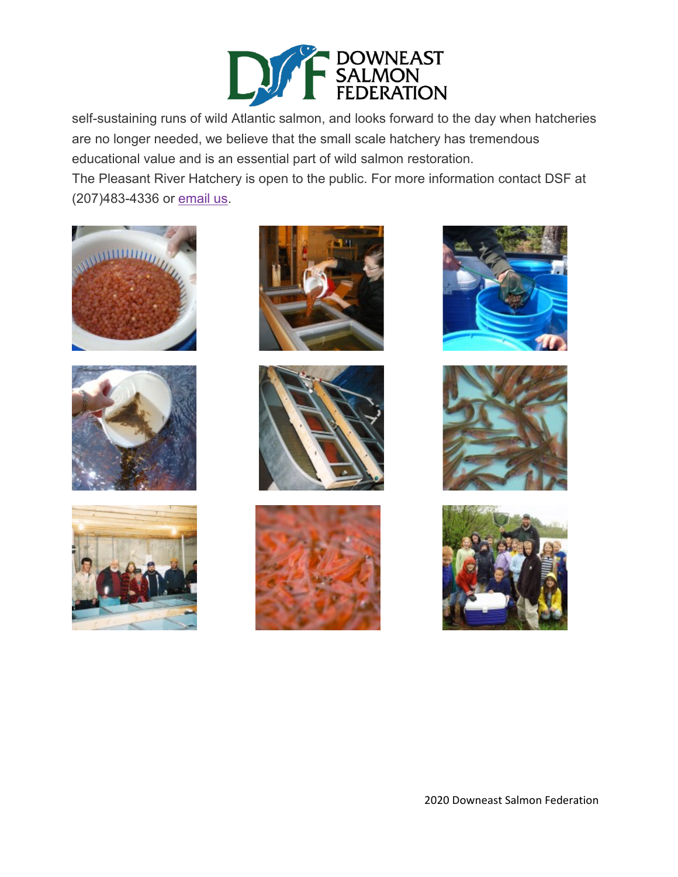self-sustaining runs of wild Atlantic salmon, and looks forward to the day when hatcheries are no longer needed, we believe that the small scale hatchery has tremendous educational value and is an essential part of wild salmon restoration.

The Pleasant River Hatchery is open to the public. For more information contact DSF at (207)483-4336 or email us.